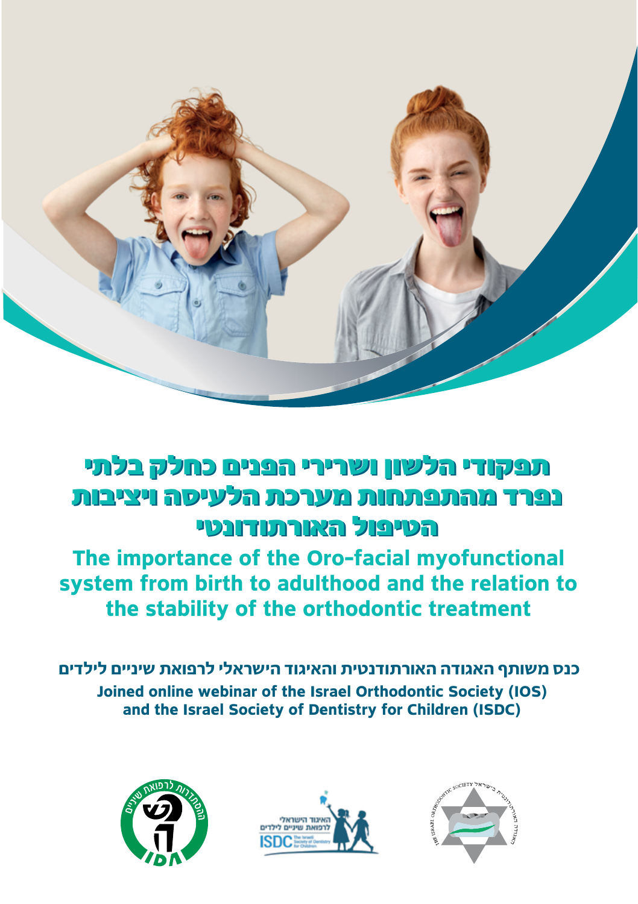# תפקודי הלשון ושרירי הפנים כחלק בלתי נפרד מהתפתחות מערכת הלעיסה ויציבות הטיפול האורתודונטי

## The importance of the Oro-facial myofunctional system from birth to adulthood and the relation to the stability of the orthodontic treatment

**כנס משותף האגודה האורתודנטית והאיגוד הישראלי לרפואת שיניים לילדים**

**Joined online webinar of the Israel Orthodontic Society (IOS) and the Israel Society of Dentistry for Children (ISDC)**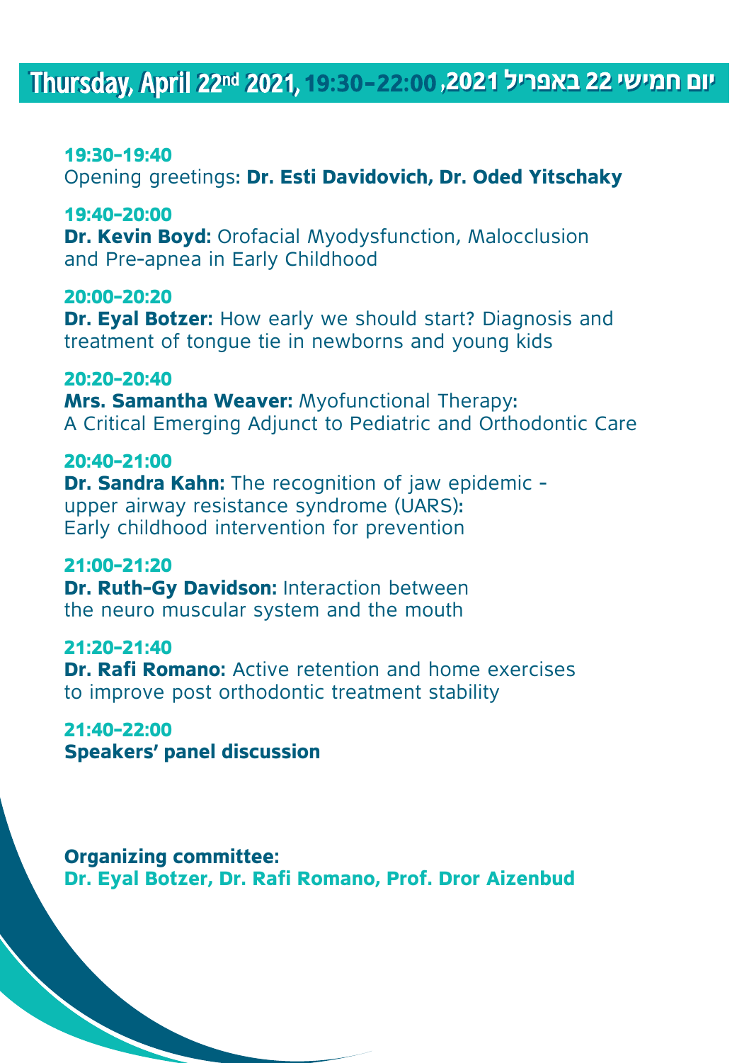## Thursday, April 22nd 2021, 19:30-22:00 ,יום חמישי 22 באפריל 2021

**19:30-19:40**
Opening greetings**: Dr. Esti Davidovich, Dr. Oded Yitschaky**

**19:40-20:00**
**Dr. Kevin Boyd:** Orofacial Myodysfunction, Malocclusion and Pre-apnea in Early Childhood

**20:00-20:20**
**Dr. Eyal Botzer:** How early we should start? Diagnosis and treatment of tongue tie in newborns and young kids

**20:20-20:40**
**Mrs. Samantha Weaver:** Myofunctional Therapy: A Critical Emerging Adjunct to Pediatric and Orthodontic Care

**20:40-21:00**
**Dr. Sandra Kahn:** The recognition of jaw epidemic - upper airway resistance syndrome (UARS): Early childhood intervention for prevention

**21:00-21:20**
**Dr. Ruth-Gy Davidson:** Interaction between the neuro muscular system and the mouth

**21:20-21:40**
**Dr. Rafi Romano:** Active retention and home exercises to improve post orthodontic treatment stability

**21:40-22:00**
**Speakers' panel discussion**

**Organizing committee:**
**Dr. Eyal Botzer, Dr. Rafi Romano, Prof. Dror Aizenbud**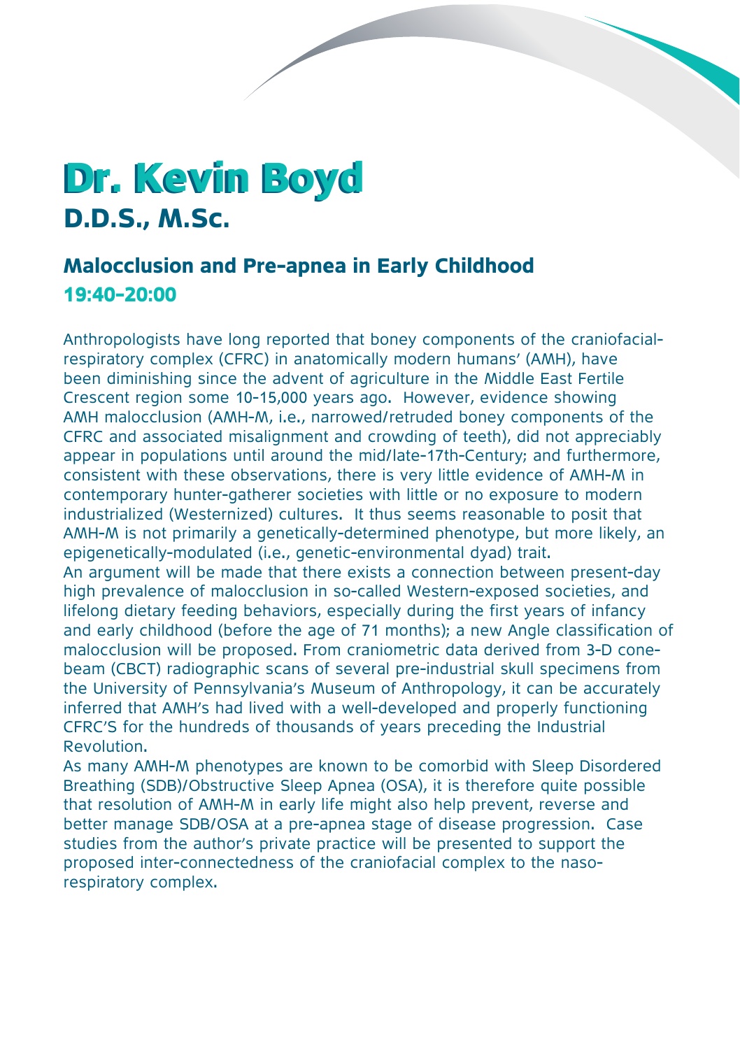# Dr. Kevin Boyd

## D.D.S., M.Sc.

### Malocclusion and Pre-apnea in Early Childhood

**19:40-20:00**

Anthropologists have long reported that boney components of the craniofacial-respiratory complex (CFRC) in anatomically modern humans' (AMH), have been diminishing since the advent of agriculture in the Middle East Fertile Crescent region some 10-15,000 years ago. However, evidence showing AMH malocclusion (AMH-M, i.e., narrowed/retruded boney components of the CFRC and associated misalignment and crowding of teeth), did not appreciably appear in populations until around the mid/late-17th-Century; and furthermore, consistent with these observations, there is very little evidence of AMH-M in contemporary hunter-gatherer societies with little or no exposure to modern industrialized (Westernized) cultures. It thus seems reasonable to posit that AMH-M is not primarily a genetically-determined phenotype, but more likely, an epigenetically-modulated (i.e., genetic-environmental dyad) trait.

An argument will be made that there exists a connection between present-day high prevalence of malocclusion in so-called Western-exposed societies, and lifelong dietary feeding behaviors, especially during the first years of infancy and early childhood (before the age of 71 months); a new Angle classification of malocclusion will be proposed. From craniometric data derived from 3-D cone-beam (CBCT) radiographic scans of several pre-industrial skull specimens from the University of Pennsylvania's Museum of Anthropology, it can be accurately inferred that AMH's had lived with a well-developed and properly functioning CFRC'S for the hundreds of thousands of years preceding the Industrial Revolution.

As many AMH-M phenotypes are known to be comorbid with Sleep Disordered Breathing (SDB)/Obstructive Sleep Apnea (OSA), it is therefore quite possible that resolution of AMH-M in early life might also help prevent, reverse and better manage SDB/OSA at a pre-apnea stage of disease progression. Case studies from the author's private practice will be presented to support the proposed inter-connectedness of the craniofacial complex to the naso-respiratory complex.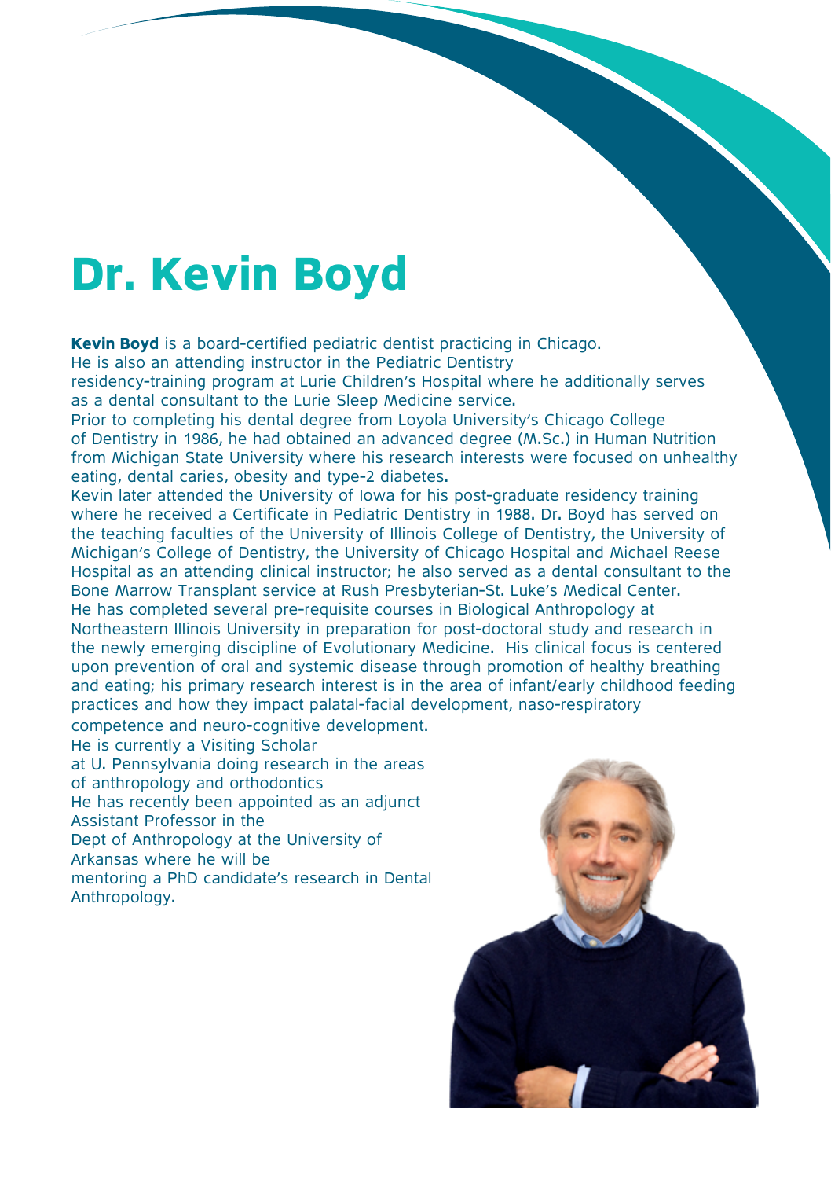# Dr. Kevin Boyd

**Kevin Boyd** is a board-certified pediatric dentist practicing in Chicago. He is also an attending instructor in the Pediatric Dentistry residency-training program at Lurie Children's Hospital where he additionally serves as a dental consultant to the Lurie Sleep Medicine service.

Prior to completing his dental degree from Loyola University's Chicago College of Dentistry in 1986, he had obtained an advanced degree (M.Sc.) in Human Nutrition from Michigan State University where his research interests were focused on unhealthy eating, dental caries, obesity and type-2 diabetes.

Kevin later attended the University of Iowa for his post-graduate residency training where he received a Certificate in Pediatric Dentistry in 1988. Dr. Boyd has served on the teaching faculties of the University of Illinois College of Dentistry, the University of Michigan's College of Dentistry, the University of Chicago Hospital and Michael Reese Hospital as an attending clinical instructor; he also served as a dental consultant to the Bone Marrow Transplant service at Rush Presbyterian-St. Luke's Medical Center.

He has completed several pre-requisite courses in Biological Anthropology at Northeastern Illinois University in preparation for post-doctoral study and research in the newly emerging discipline of Evolutionary Medicine. His clinical focus is centered upon prevention of oral and systemic disease through promotion of healthy breathing and eating; his primary research interest is in the area of infant/early childhood feeding practices and how they impact palatal-facial development, naso-respiratory competence and neuro-cognitive development.

He is currently a Visiting Scholar at U. Pennsylvania doing research in the areas of anthropology and orthodontics

He has recently been appointed as an adjunct Assistant Professor in the Dept of Anthropology at the University of Arkansas where he will be mentoring a PhD candidate's research in Dental Anthropology.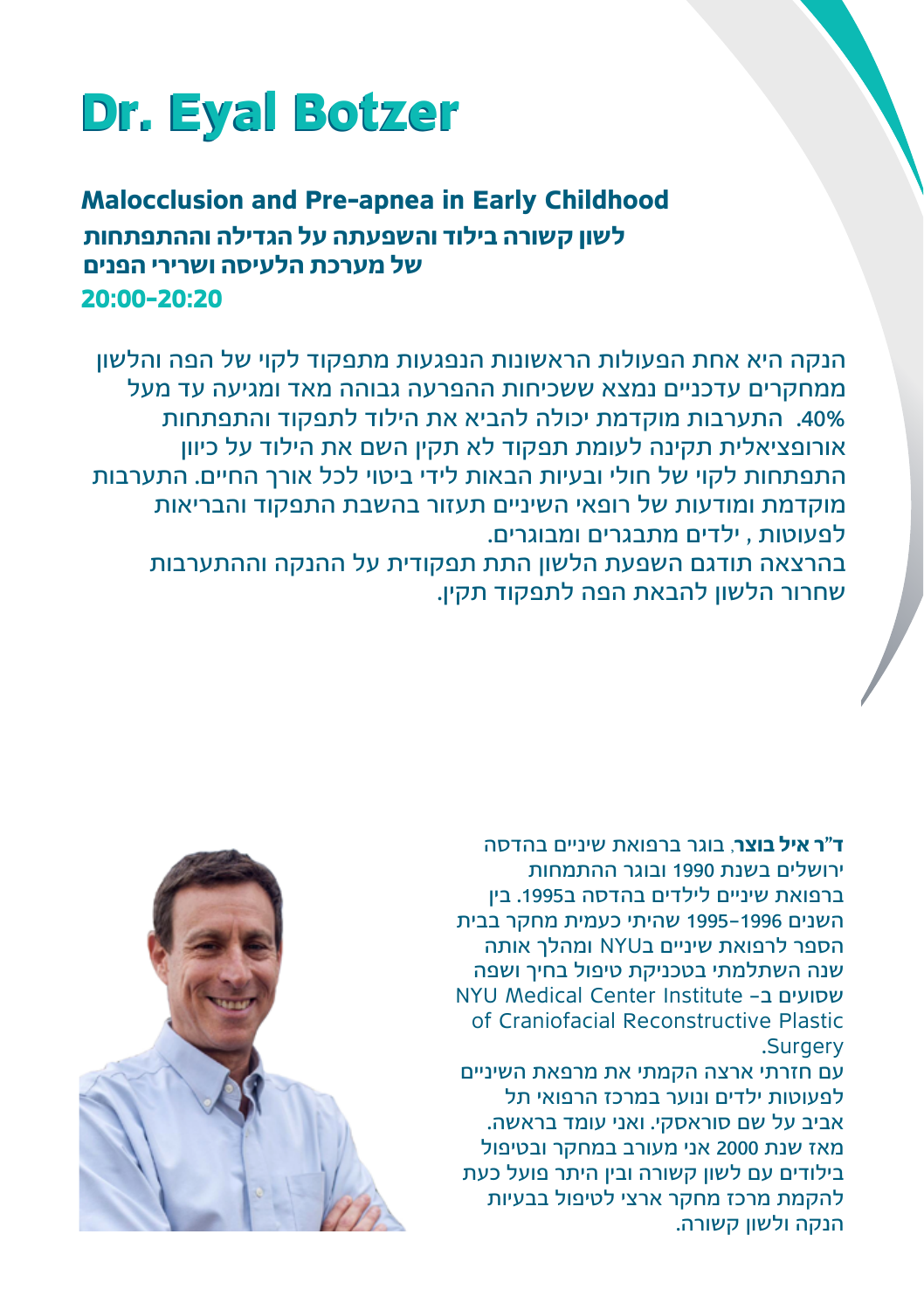# Dr. Eyal Botzer

## Malocclusion and Pre-apnea in Early Childhood

### לשון קשורה בילוד והשפעתה על הגדילה וההתפתחות של מערכת הלעיסה ושרירי הפנים

**20:00-20:20**

הנקה היא אחת הפעולות הראשונות הנפגעות מתפקוד לקוי של הפה והלשון ממחקרים עדכניים נמצא ששכיחות ההפרעה גבוהה מאד ומגיעה עד מעל 40%. התערבות מוקדמת יכולה להביא את הילוד לתפקוד והתפתחות אורופציאלית תקינה לעומת תפקוד לא תקין השם את הילוד על כיוון התפתחות לקוי של חולי ובעיות הבאות לידי ביטוי לכל אורך החיים. התערבות מוקדמת ומודעות של רופאי השיניים תעזור בהשבת התפקוד והבריאות לפעוטות , ילדים מתבגרים ומבוגרים.
בהרצאה תודגם השפעת הלשון התת תפקודית על ההנקה וההתערבות שחרור הלשון להבאת הפה לתפקוד תקין.

**ד"ר איל בוצר**, בוגר ברפואת שיניים בהדסה ירושלים בשנת 1990 ובוגר ההתמחות ברפואת שיניים לילדים בהדסה ב1995. בין השנים 1995-1996 שהיתי כעמית מחקר בבית הספר לרפואת שיניים בNYU ומהלך אותה שנה השתלמתי בטכניקת טיפול בחיך ושפה שסועים ב- NYU Medical Center Institute of Craniofacial Reconstructive Plastic Surgery.
עם חזרתי ארצה הקמתי את מרפאת השיניים לפעוטות ילדים ונוער במרכז הרפואי תל אביב על שם סוראסקי. ואני עומד בראשה. מאז שנת 2000 אני מעורב במחקר ובטיפול בילודים עם לשון קשורה ובין היתר פועל כעת להקמת מרכז מחקר ארצי לטיפול בבעיות הנקה ולשון קשורה.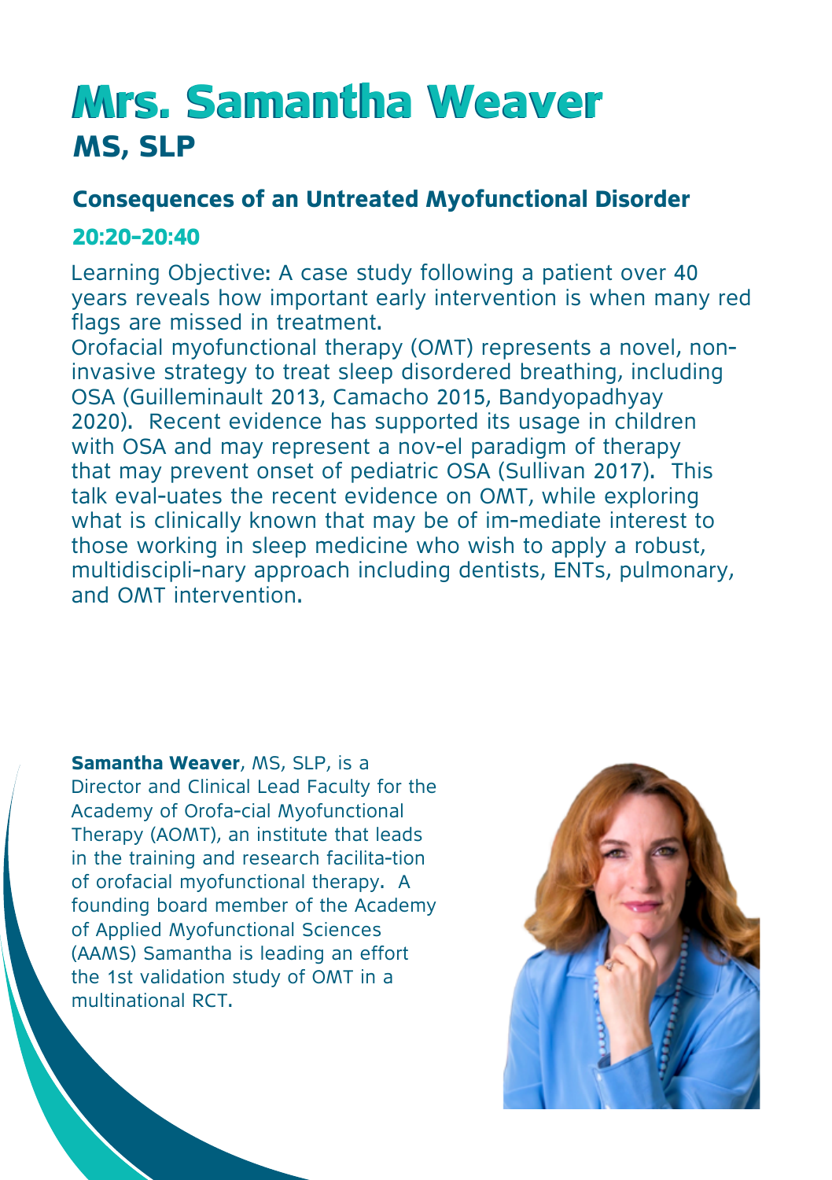# Mrs. Samantha Weaver

## MS, SLP

### Consequences of an Untreated Myofunctional Disorder

**20:20-20:40**

Learning Objective: A case study following a patient over 40 years reveals how important early intervention is when many red flags are missed in treatment.

Orofacial myofunctional therapy (OMT) represents a novel, non-invasive strategy to treat sleep disordered breathing, including OSA (Guilleminault 2013, Camacho 2015, Bandyopadhyay 2020). Recent evidence has supported its usage in children with OSA and may represent a nov-el paradigm of therapy that may prevent onset of pediatric OSA (Sullivan 2017). This talk eval-uates the recent evidence on OMT, while exploring what is clinically known that may be of im-mediate interest to those working in sleep medicine who wish to apply a robust, multidiscipli-nary approach including dentists, ENTs, pulmonary, and OMT intervention.

**Samantha Weaver**, MS, SLP, is a Director and Clinical Lead Faculty for the Academy of Orofa-cial Myofunctional Therapy (AOMT), an institute that leads in the training and research facilita-tion of orofacial myofunctional therapy. A founding board member of the Academy of Applied Myofunctional Sciences (AAMS) Samantha is leading an effort the 1st validation study of OMT in a multinational RCT.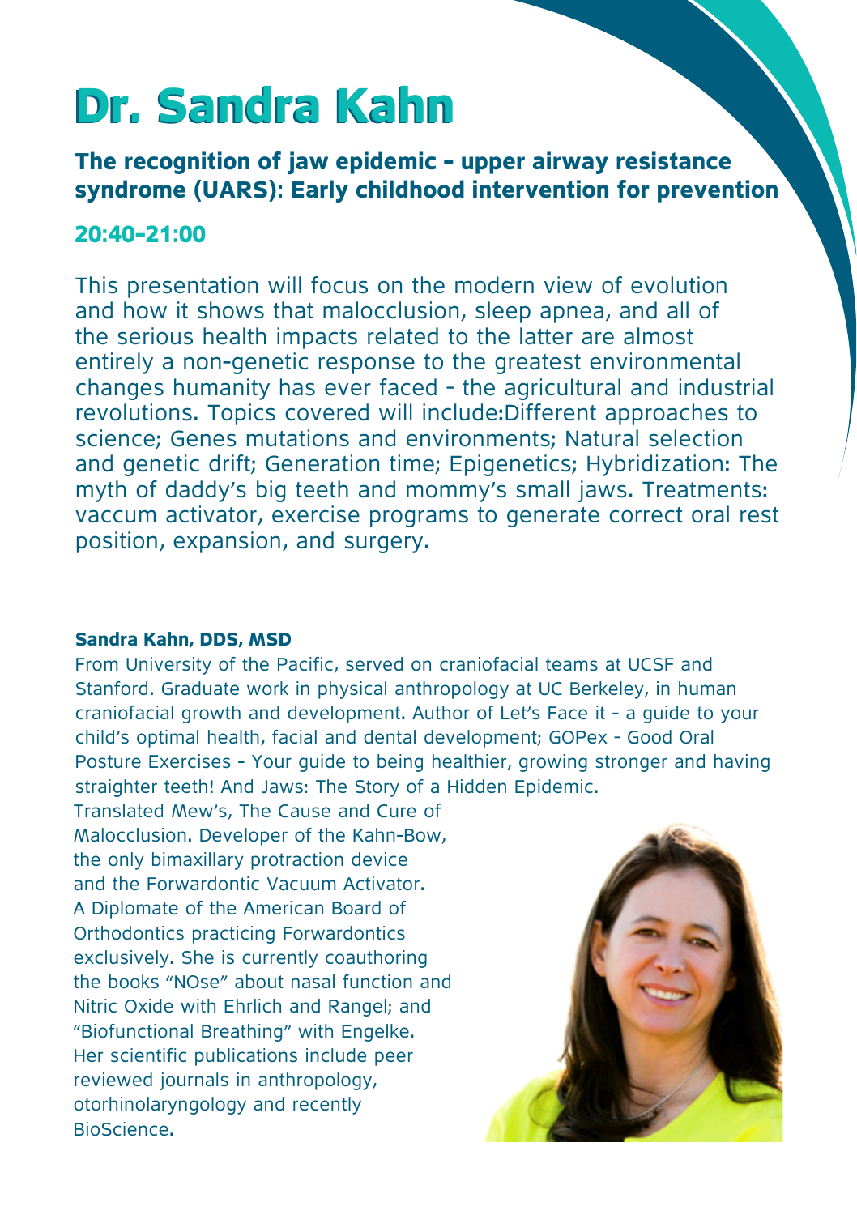# Dr. Sandra Kahn

### The recognition of jaw epidemic - upper airway resistance syndrome (UARS): Early childhood intervention for prevention

### 20:40-21:00

This presentation will focus on the modern view of evolution and how it shows that malocclusion, sleep apnea, and all of the serious health impacts related to the latter are almost entirely a non-genetic response to the greatest environmental changes humanity has ever faced - the agricultural and industrial revolutions. Topics covered will include:Different approaches to science; Genes mutations and environments; Natural selection and genetic drift; Generation time; Epigenetics; Hybridization: The myth of daddy's big teeth and mommy's small jaws. Treatments: vaccum activator, exercise programs to generate correct oral rest position, expansion, and surgery.

**Sandra Kahn, DDS, MSD**

From University of the Pacific, served on craniofacial teams at UCSF and Stanford. Graduate work in physical anthropology at UC Berkeley, in human craniofacial growth and development. Author of Let's Face it - a guide to your child's optimal health, facial and dental development; GOPex - Good Oral Posture Exercises - Your guide to being healthier, growing stronger and having straighter teeth! And Jaws: The Story of a Hidden Epidemic. Translated Mew's, The Cause and Cure of Malocclusion. Developer of the Kahn-Bow, the only bimaxillary protraction device and the Forwardontic Vacuum Activator. A Diplomate of the American Board of Orthodontics practicing Forwardontics exclusively. She is currently coauthoring the books "NOse" about nasal function and Nitric Oxide with Ehrlich and Rangel; and "Biofunctional Breathing" with Engelke. Her scientific publications include peer reviewed journals in anthropology, otorhinolaryngology and recently BioScience.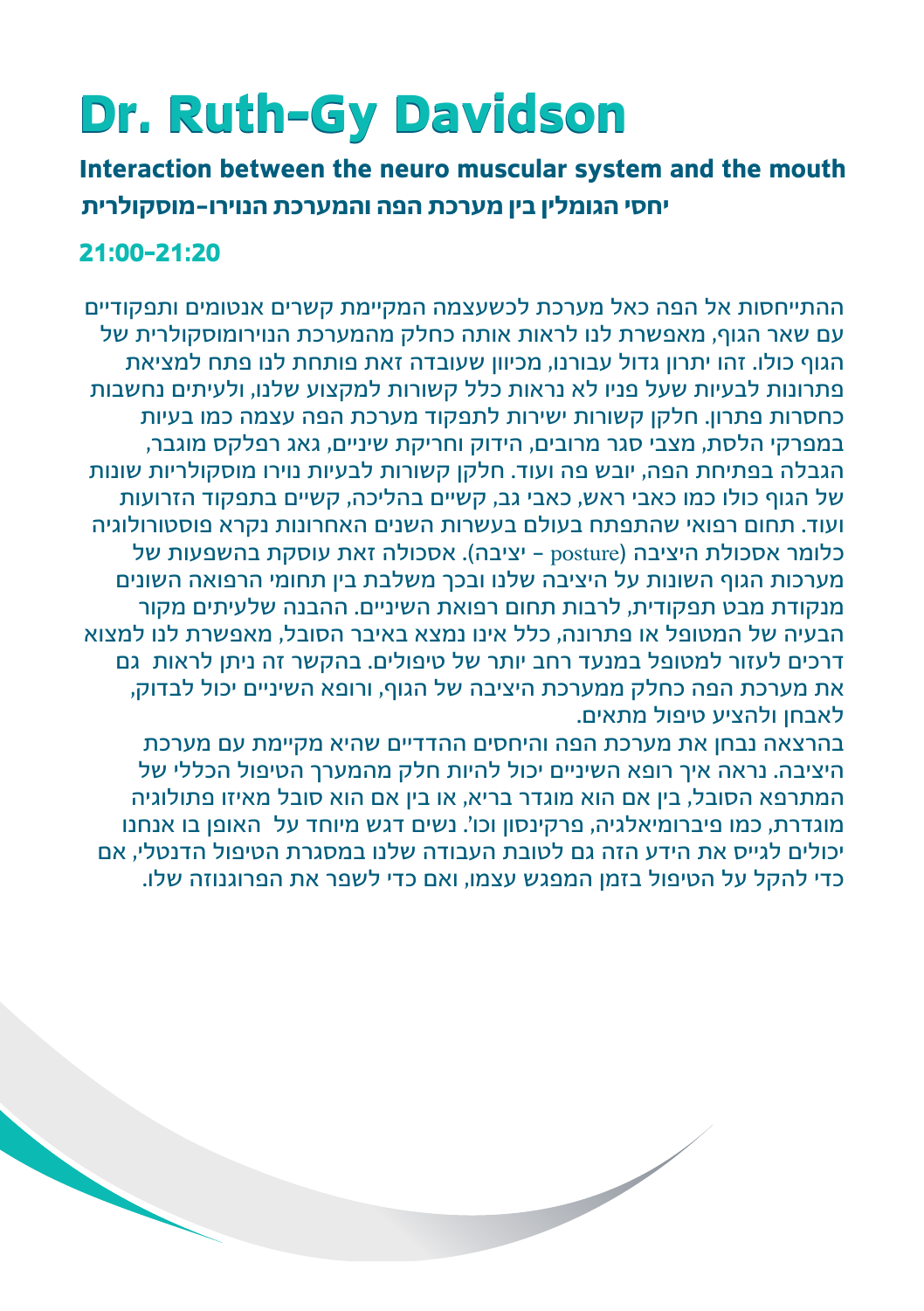# Dr. Ruth-Gy Davidson

## Interaction between the neuro muscular system and the mouth

## יחסי הגומלין בין מערכת הפה והמערכת הנוירו-מוסקולרית

### 21:00-21:20

ההתייחסות אל הפה כאל מערכת לכשעצמה המקיימת קשרים אנטומים ותפקודיים עם שאר הגוף, מאפשרת לנו לראות אותה כחלק מהמערכת הנוירומוסקולרית של הגוף כולו. זהו יתרון גדול עבורנו, מכיוון שעובדה זאת פותחת לנו פתח למציאת פתרונות לבעיות שעל פניו לא נראות כלל קשורות למקצוע שלנו, ולעיתים נחשבות כחסרות פתרון. חלקן קשורות ישירות לתפקוד מערכת הפה עצמה כמו בעיות במפרקי הלסת, מצבי סגר מרובים, הידוק וחריקת שיניים, גאג רפלקס מוגבר, הגבלה בפתיחת הפה, יובש פה ועוד. חלקן קשורות לבעיות נוירו מוסקולריות שונות של הגוף כולו כמו כאבי ראש, כאבי גב, קשיים בהליכה, קשיים בתפקוד הזרועות ועוד. תחום רפואי שהתפתח בעולם בעשרות השנים האחרונות נקרא פוסטורולוגיה כלומר אסכולת היציבה (posture - יציבה). אסכולה זאת עוסקת בהשפעות של מערכות הגוף השונות על היציבה שלנו ובכך משלבת בין תחומי הרפואה השונים מנקודת מבט תפקודית, לרבות תחום רפואת השיניים. ההבנה שלעיתים מקור הבעיה של המטופל או פתרונה, כלל אינו נמצא באיבר הסובל, מאפשרת לנו למצוא דרכים לעזור למטופל במנעד רחב יותר של טיפולים. בהקשר זה ניתן לראות גם את מערכת הפה כחלק ממערכת היציבה של הגוף, ורופא השיניים יכול לבדוק, לאבחן ולהציע טיפול מתאים.

בהרצאה נבחן את מערכת הפה והיחסים ההדדיים שהיא מקיימת עם מערכת היציבה. נראה איך רופא השיניים יכול להיות חלק מהמערך הטיפול הכללי של המתרפא הסובל, בין אם הוא מוגדר בריא, או בין אם הוא סובל מאיזו פתולוגיה מוגדרת, כמו פיברומיאלגיה, פרקינסון וכו'. נשים דגש מיוחד על האופן בו אנחנו יכולים לגייס את הידע הזה גם לטובת העבודה שלנו במסגרת הטיפול הדנטלי, אם כדי להקל על הטיפול בזמן המפגש עצמו, ואם כדי לשפר את הפרוגנוזה שלו.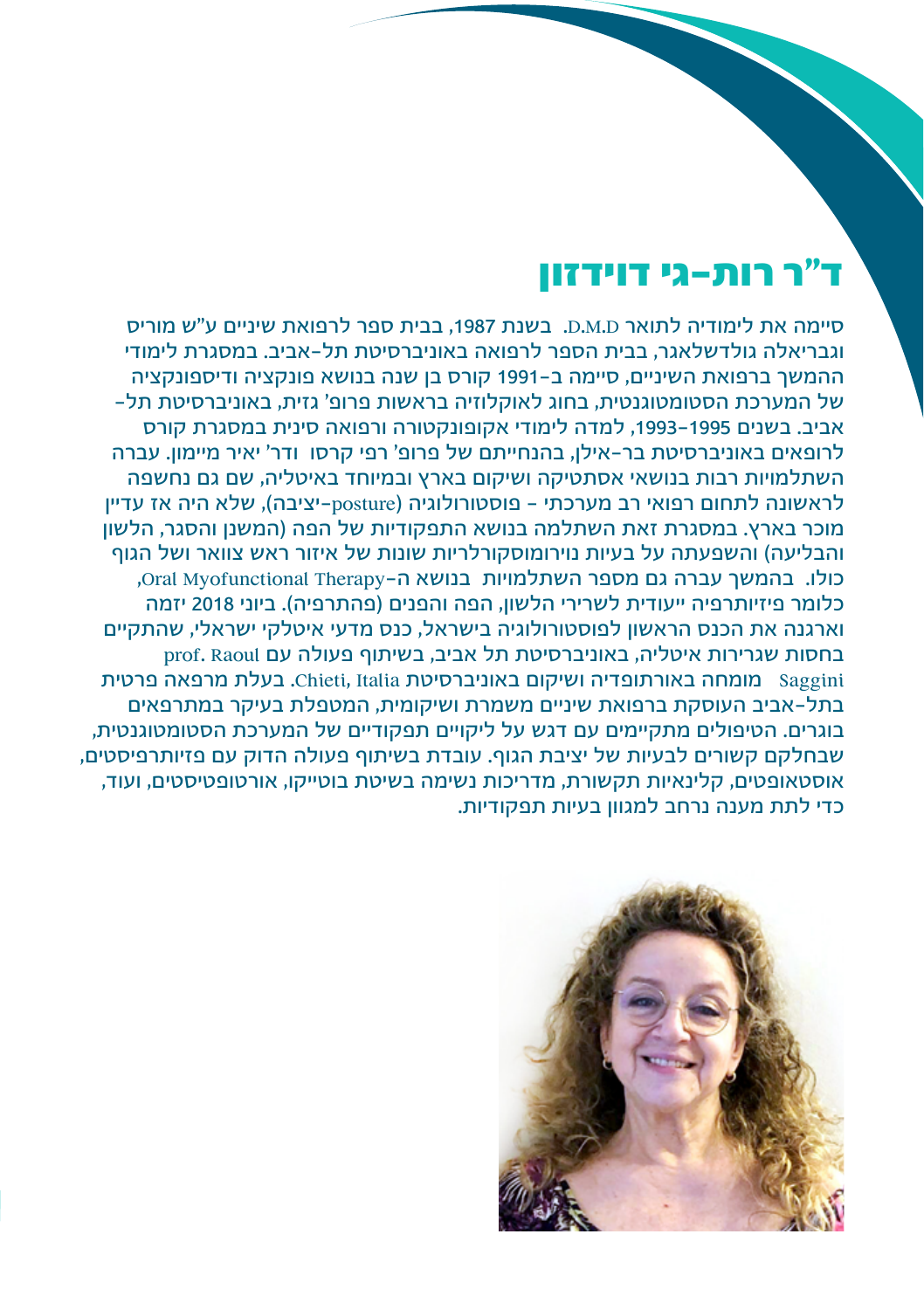# ד"ר רות-גי דוידזון

סיימה את לימודיה לתואר D.M.D בשנת 1987, בבית ספר לרפואת שיניים ע"ש מוריס וגבריאלה גולדשלאגר, בבית הספר לרפואה באוניברסיטת תל-אביב. במסגרת לימודי ההמשך ברפואת השיניים, סיימה ב-1991 קורס בן שנה בנושא פונקציה ודיספונקציה של המערכת הסטומטוגנטית, בחוג לאוקלוזיה בראשות פרופ' גזית, באוניברסיטת תל-אביב. בשנים 1995-1993, למדה לימודי אקופונקטורה ורפואה סינית במסגרת קורס לרופאים באוניברסיטת בר-אילן, בהנחייתם של פרופ' רפי קרסו ודר' יאיר מיימון. עברה השתלמויות רבות בנושאי אסתטיקה ושיקום בארץ ובמיוחד באיטליה, שם גם נחשפה לראשונה לתחום רפואי רב מערכתי - פוסטורולוגיה (posture-יציבה), שלא היה אז עדיין מוכר בארץ. במסגרת זאת השתלמה בנושא התפקודיות של הפה (המשנן והסגר, הלשון והבליעה) והשפעתה על בעיות נוירומוסקולריות שונות של איזור ראש צוואר ושל הגוף כולו. בהמשך עברה גם מספר השתלמויות בנושא ה-Oral Myofunctional Therapy, כלומר פיזיותרפיה ייעודית לשרירי הלשון, הפה והפנים (פהתרפיה). ביוני 2018 יזמה וארגנה את הכנס הראשון לפוסטורולוגיה בישראל, כנס מדעי איטלקי ישראלי, שהתקיים בחסות שגרירות איטליה, באוניברסיטת תל אביב, בשיתוף פעולה עם prof. Raoul Saggini מומחה באורתופדיה ושיקום באוניברסיטת Chieti, Italia. בעלת מרפאה פרטית בתל-אביב העוסקת ברפואת שיניים משמרת ושיקומית, המטפלת בעיקר במתרפאים בוגרים. הטיפולים מתקיימים עם דגש על ליקויים תפקודיים של המערכת הסטומטוגנטית, שבחלקם קשורים לבעיות של יציבת הגוף. עובדת בשיתוף פעולה הדוק עם פיזיותרפיסטים, אוסטאופטים, קלינאיות תקשורת, מדריכות נשימה בשיטת בוטייקו, אורטופטיסטים, ועוד, כדי לתת מענה נרחב למגוון בעיות תפקודיות.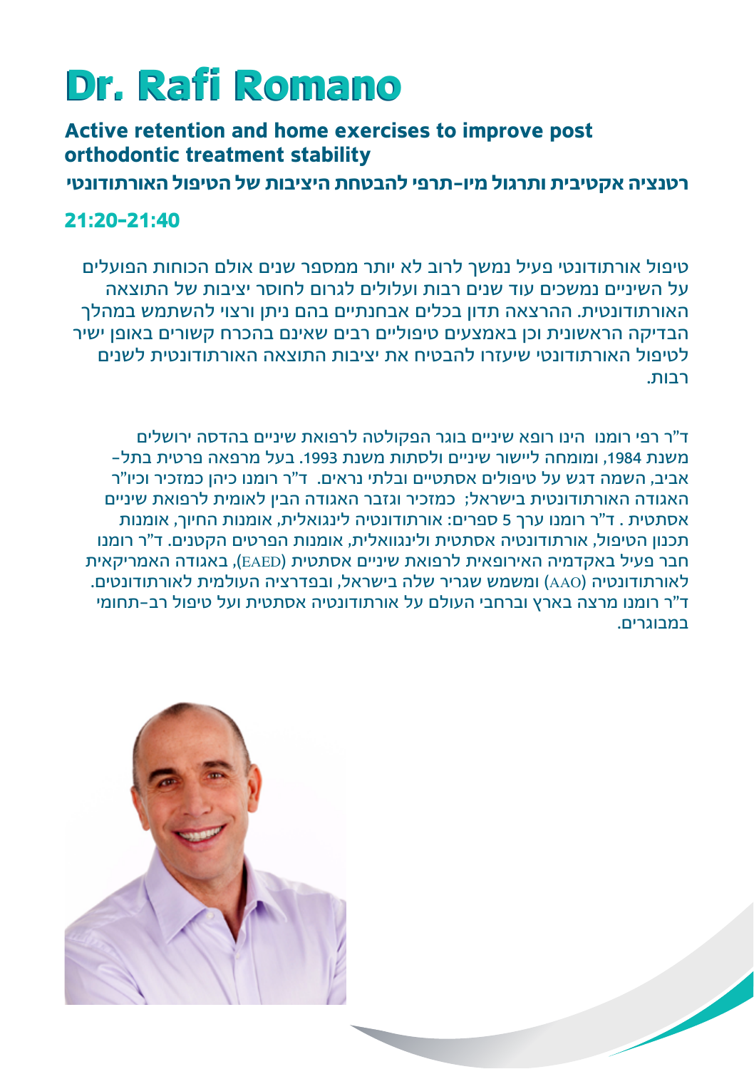# Dr. Rafi Romano

## Active retention and home exercises to improve post orthodontic treatment stability

### רטנציה אקטיבית ותרגול מיו-תרפי להבטחת היציבות של הטיפול האורתודונטי

**21:20-21:40**

טיפול אורתודונטי פעיל נמשך לרוב לא יותר ממספר שנים אולם הכוחות הפועלים על השיניים נמשכים עוד שנים רבות ועלולים לגרום לחוסר יציבות של התוצאה האורתודונטית. ההרצאה תדון בכלים אבחנתיים בהם ניתן ורצוי להשתמש במהלך הבדיקה הראשונית וכן באמצעים טיפוליים רבים שאינם בהכרח קשורים באופן ישיר לטיפול האורתודונטי שיעזרו להבטיח את יציבות התוצאה האורתודונטית לשנים רבות.

ד"ר רפי רומנו הינו רופא שיניים בוגר הפקולטה לרפואת שיניים בהדסה ירושלים משנת 1984, ומומחה ליישור שיניים ולסתות משנת 1993. בעל מרפאה פרטית בתל-אביב, השמה דגש על טיפולים אסתטיים ובלתי נראים. ד"ר רומנו כיהן כמזכיר וכיו"ר האגודה האורתודונטית בישראל; כמזכיר וגזבר האגודה הבין לאומית לרפואת שיניים אסתטית . ד"ר רומנו ערך 5 ספרים: אורתודונטיה לינגואלית, אומנות החיוך, אומנות תכנון הטיפול, אורתודונטיה אסתטית ולינגוואלית, אומנות הפרטים הקטנים. ד"ר רומנו חבר פעיל באקדמיה האירופאית לרפואת שיניים אסתטית (EAED), באגודה האמריקאית לאורתודונטיה (AAO) ומשמש שגריר שלה בישראל, ובפדרציה העולמית לאורתודונטים. ד"ר רומנו מרצה בארץ וברחבי העולם על אורתודונטיה אסתטית ועל טיפול רב-תחומי במבוגרים.